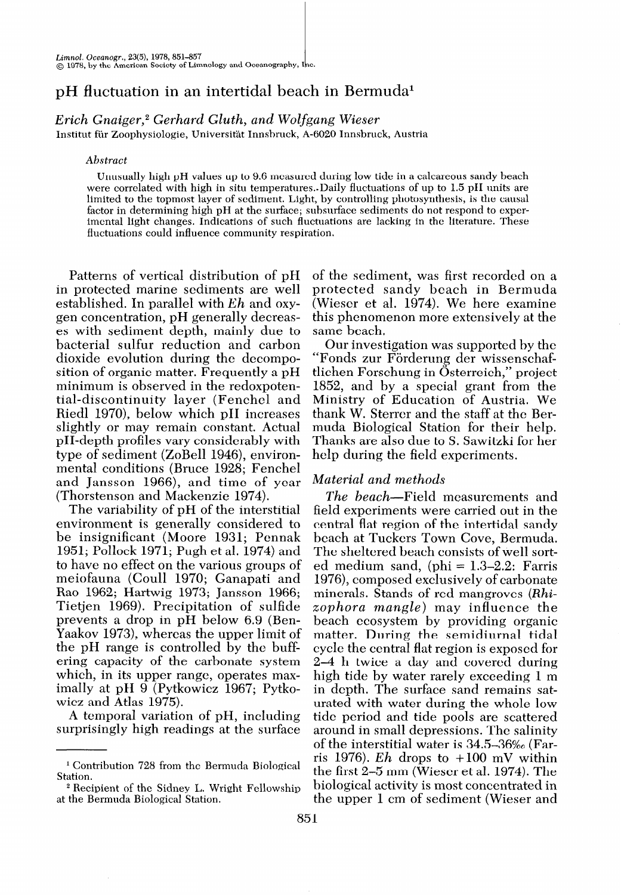# pH fluctuation in an intertidal beach in Bermuda[1]

*Erich Gnaiger,[2] Gerhard Gluth, and Wolfgang Wieser*

Institut für Zoophysiologie, Universität Innsbruck, A-6020 Innsbruck, Austria

### *Abstract*

Unusually high pH values up to 9.6 measured during low tide in a calcareous sandy beach were correlated with high in situ temperatures. Daily fluctuations of up to 1.5 pH units are limited to the topmost layer of sediment. Light, by controlling photosynthesis, is the causal factor in determining high pH at the surface; subsurface sediments do not respond to experimental light changes. Indications of such fluctuations are lacking in the literature. These fluctuations could influence community respiration.

Patterns of vertical distribution of pH in protected marine sediments are well established. In parallel with *Eh* and oxygen concentration, pH generally decreases with sediment depth, mainly due to bacterial sulfur reduction and carbon dioxide evolution during the decomposition of organic matter. Frequently a pH minimum is observed in the redoxpotential-discontinuity layer (Fenchel and Riedl 1970), below which pH increases slightly or may remain constant. Actual pH-depth profiles vary considerably with type of sediment (ZoBell 1946), environmental conditions (Bruce 1928; Fenchel and Jansson 1966), and time of year (Thorstenson and Mackenzie 1974).

The variability of pH of the interstitial environment is generally considered to be insignificant (Moore 1931; Pennak 1951; Pollock 1971; Pugh et al. 1974) and to have no effect on the various groups of meiofauna (Coull 1970; Ganapati and Rao 1962; Hartwig 1973; Jansson 1966; Tietjen 1969). Precipitation of sulfide prevents a drop in pH below 6.9 (Ben-Yaakov 1973), whereas the upper limit of the pH range is controlled by the buffering capacity of the carbonate system which, in its upper range, operates maximally at pH 9 (Pytkowicz 1967; Pytkowicz and Atlas 1975).

A temporal variation of pH, including surprisingly high readings at the surface of the sediment, was first recorded on a protected sandy beach in Bermuda (Wieser et al. 1974). We here examine this phenomenon more extensively at the same beach.

Our investigation was supported by the "Fonds zur Förderung der wissenschaftlichen Forschung in Österreich," project 1852, and by a special grant from the Ministry of Education of Austria. We thank W. Sterrer and the staff at the Bermuda Biological Station for their help. Thanks are also due to S. Sawitzki for her help during the field experiments.

## *Material and methods*

*The beach*—Field measurements and field experiments were carried out in the central flat region of the intertidal sandy beach at Tuckers Town Cove, Bermuda. The sheltered beach consists of well sorted medium sand, (phi = 1.3–2.2: Farris 1976), composed exclusively of carbonate minerals. Stands of red mangroves (*Rhizophora mangle*) may influence the beach ecosystem by providing organic matter. During the semidiurnal tidal cycle the central flat region is exposed for 2–4 h twice a day and covered during high tide by water rarely exceeding 1 m in depth. The surface sand remains saturated with water during the whole low tide period and tide pools are scattered around in small depressions. The salinity of the interstitial water is 34.5–36‰ (Farris 1976). *Eh* drops to +100 mV within the first 2–5 mm (Wieser et al. 1974). The biological activity is most concentrated in the upper 1 cm of sediment (Wieser and

---

[1] Contribution 728 from the Bermuda Biological Station.

[2] Recipient of the Sidney L. Wright Fellowship at the Bermuda Biological Station.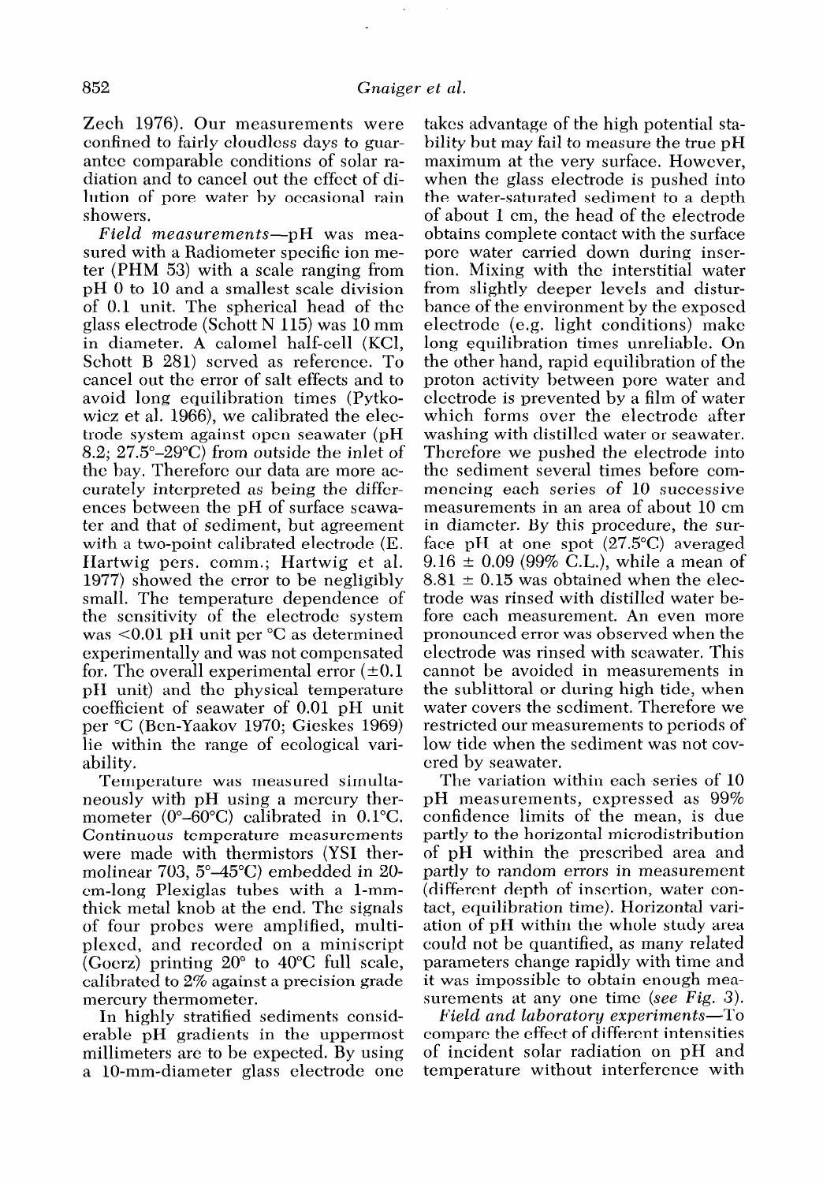Zech 1976). Our measurements were confined to fairly cloudless days to guarantee comparable conditions of solar radiation and to cancel out the effect of dilution of pore water by occasional rain showers.

*Field measurements*—pH was measured with a Radiometer specific ion meter (PHM 53) with a scale ranging from pH 0 to 10 and a smallest scale division of 0.1 unit. The spherical head of the glass electrode (Schott N 115) was 10 mm in diameter. A calomel half-cell (KCl, Schott B 281) served as reference. To cancel out the error of salt effects and to avoid long equilibration times (Pytkowicz et al. 1966), we calibrated the electrode system against open seawater (pH 8.2; 27.5°–29°C) from outside the inlet of the bay. Therefore our data are more accurately interpreted as being the differences between the pH of surface seawater and that of sediment, but agreement with a two-point calibrated electrode (E. Hartwig pers. comm.; Hartwig et al. 1977) showed the error to be negligibly small. The temperature dependence of the sensitivity of the electrode system was <0.01 pH unit per °C as determined experimentally and was not compensated for. The overall experimental error (±0.1 pH unit) and the physical temperature coefficient of seawater of 0.01 pH unit per °C (Ben-Yaakov 1970; Gieskes 1969) lie within the range of ecological variability.

Temperature was measured simultaneously with pH using a mercury thermometer (0°–60°C) calibrated in 0.1°C. Continuous temperature measurements were made with thermistors (YSI thermolinear 703, 5°–45°C) embedded in 20-cm-long Plexiglas tubes with a 1-mm-thick metal knob at the end. The signals of four probes were amplified, multiplexed, and recorded on a miniscript (Goerz) printing 20° to 40°C full scale, calibrated to 2% against a precision grade mercury thermometer.

In highly stratified sediments considerable pH gradients in the uppermost millimeters are to be expected. By using a 10-mm-diameter glass electrode one takes advantage of the high potential stability but may fail to measure the true pH maximum at the very surface. However, when the glass electrode is pushed into the water-saturated sediment to a depth of about 1 cm, the head of the electrode obtains complete contact with the surface pore water carried down during insertion. Mixing with the interstitial water from slightly deeper levels and disturbance of the environment by the exposed electrode (e.g. light conditions) make long equilibration times unreliable. On the other hand, rapid equilibration of the proton activity between pore water and electrode is prevented by a film of water which forms over the electrode after washing with distilled water or seawater. Therefore we pushed the electrode into the sediment several times before commencing each series of 10 successive measurements in an area of about 10 cm in diameter. By this procedure, the surface pH at one spot (27.5°C) averaged 9.16 ± 0.09 (99% C.L.), while a mean of 8.81 ± 0.15 was obtained when the electrode was rinsed with distilled water before each measurement. An even more pronounced error was observed when the electrode was rinsed with seawater. This cannot be avoided in measurements in the sublittoral or during high tide, when water covers the sediment. Therefore we restricted our measurements to periods of low tide when the sediment was not covered by seawater.

The variation within each series of 10 pH measurements, expressed as 99% confidence limits of the mean, is due partly to the horizontal microdistribution of pH within the prescribed area and partly to random errors in measurement (different depth of insertion, water contact, equilibration time). Horizontal variation of pH within the whole study area could not be quantified, as many related parameters change rapidly with time and it was impossible to obtain enough measurements at any one time (*see Fig. 3*).

*Field and laboratory experiments*—To compare the effect of different intensities of incident solar radiation on pH and temperature without interference with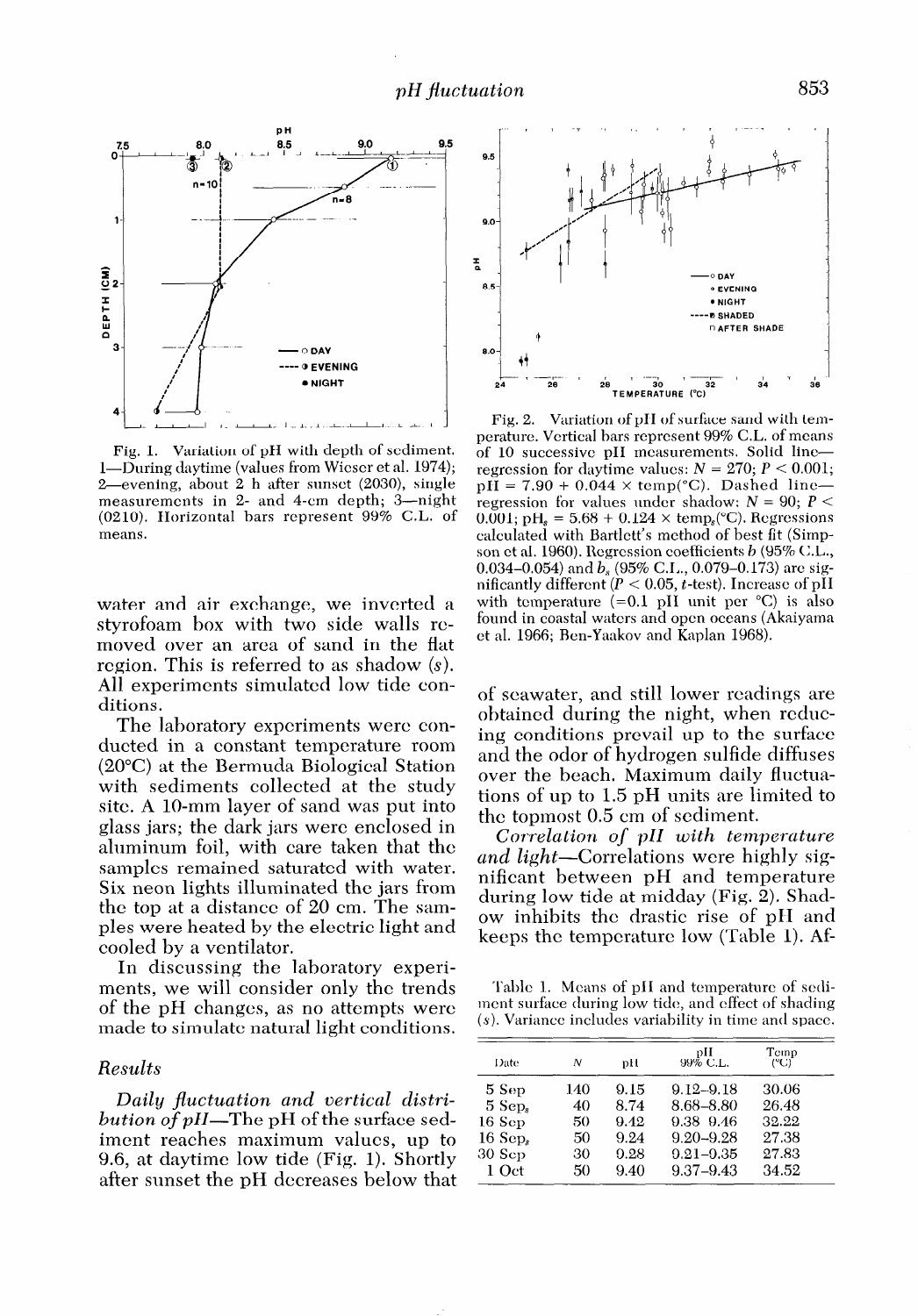pH
7.5 8.0 8.5 9.0 9.5
0
③ ② ①
n=10
n=8
1
2
3
4
DEPTH (CM)
— ○ DAY
---- ◐ EVENING
● NIGHT

Fig. 1. Variation of pH with depth of sediment. 1—During daytime (values from Wieser et al. 1974); 2—evening, about 2 h after sunset (2030), single measurements in 2- and 4-cm depth; 3—night (0210). Horizontal bars represent 99% C.L. of means.

9.5
9.0
8.5
8.0
pH
24 26 28 30 32 34 36
TEMPERATURE (°C)
— ○ DAY
◐ EVENING
● NIGHT
---- ■ SHADED
□ AFTER SHADE

Fig. 2. Variation of pH of surface sand with temperature. Vertical bars represent 99% C.L. of means of 10 successive pH measurements. Solid line—regression for daytime values: $N = 270$; $P < 0.001$; $pH = 7.90 + 0.044 \times temp(°C)$. Dashed line—regression for values under shadow: $N = 90$; $P < 0.001$; $pH_s = 5.68 + 0.124 \times temp_s(°C)$. Regressions calculated with Bartlett's method of best fit (Simpson et al. 1960). Regression coefficients $b$ (95% C.L., 0.034–0.054) and $b_s$ (95% C.L., 0.079–0.173) are significantly different ($P < 0.05$, $t$-test). Increase of pH with temperature (=0.1 pH unit per °C) is also found in coastal waters and open oceans (Akaiyama et al. 1966; Ben-Yaakov and Kaplan 1968).

water and air exchange, we inverted a styrofoam box with two side walls removed over an area of sand in the flat region. This is referred to as shadow ($s$). All experiments simulated low tide conditions.

The laboratory experiments were conducted in a constant temperature room (20°C) at the Bermuda Biological Station with sediments collected at the study site. A 10-mm layer of sand was put into glass jars; the dark jars were enclosed in aluminum foil, with care taken that the samples remained saturated with water. Six neon lights illuminated the jars from the top at a distance of 20 cm. The samples were heated by the electric light and cooled by a ventilator.

In discussing the laboratory experiments, we will consider only the trends of the pH changes, as no attempts were made to simulate natural light conditions.

## Results

*Daily fluctuation and vertical distribution of pH*—The pH of the surface sediment reaches maximum values, up to 9.6, at daytime low tide (Fig. 1). Shortly after sunset the pH decreases below that of seawater, and still lower readings are obtained during the night, when reducing conditions prevail up to the surface and the odor of hydrogen sulfide diffuses over the beach. Maximum daily fluctuations of up to 1.5 pH units are limited to the topmost 0.5 cm of sediment.

*Correlation of pH with temperature and light*—Correlations were highly significant between pH and temperature during low tide at midday (Fig. 2). Shadow inhibits the drastic rise of pH and keeps the temperature low (Table 1). Af-

Table 1. Means of pH and temperature of sediment surface during low tide, and effect of shading ($s$). Variance includes variability in time and space.

| Date | $N$ | pH | pH 99% C.L. | Temp (°C) |
|---|---|---|---|---|
| 5 Sep | 140 | 9.15 | 9.12–9.18 | 30.06 |
| 5 $Sep_s$ | 40 | 8.74 | 8.68–8.80 | 26.48 |
| 16 Sep | 50 | 9.42 | 9.38–9.46 | 32.22 |
| 16 $Sep_s$ | 50 | 9.24 | 9.20–9.28 | 27.38 |
| 30 Sep | 30 | 9.28 | 9.21–9.35 | 27.83 |
| 1 Oct | 50 | 9.40 | 9.37–9.43 | 34.52 |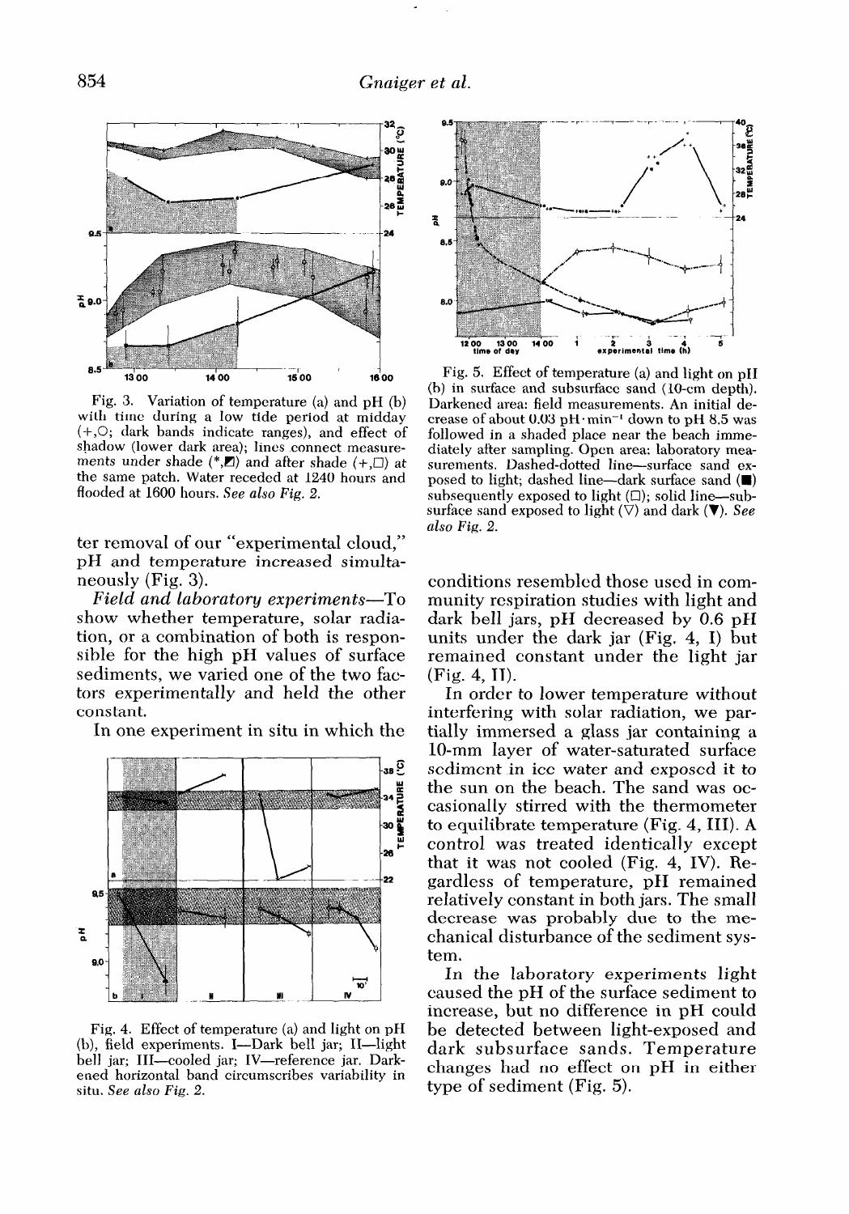32
30
28
26
24
TEMPERATURE (°C)
9.5
a
b
pH
9.0
8.5
13 00
14 00
15 00
16 00

Fig. 3. Variation of temperature (a) and pH (b) with time during a low tide period at midday (+,○; dark bands indicate ranges), and effect of shadow (lower dark area); lines connect measurements under shade (*,■) and after shade (+,□) at the same patch. Water receded at 1240 hours and flooded at 1600 hours. *See also Fig. 2.*

ter removal of our "experimental cloud," pH and temperature increased simultaneously (Fig. 3).

*Field and laboratory experiments*—To show whether temperature, solar radiation, or a combination of both is responsible for the high pH values of surface sediments, we varied one of the two factors experimentally and held the other constant.

In one experiment in situ in which the

38
34
30
26
22
TEMPERATURE (°C)
a
9.5
pH
9.0
b
I
II
III
IV
10'

Fig. 4. Effect of temperature (a) and light on pH (b), field experiments. I—Dark bell jar; II—light bell jar; III—cooled jar; IV—reference jar. Darkened horizontal band circumscribes variability in situ. *See also Fig. 2.*

9.5
9.0
8.5
8.0
pH
40
36
32
28
24
TEMPERATURE (°C)
12 00 13 00 14 00
time of day
1 2 3 4 5
experimental time (h)

Fig. 5. Effect of temperature (a) and light on pH (b) in surface and subsurface sand (10-cm depth). Darkened area: field measurements. An initial decrease of about 0.03 pH·min$^{-1}$ down to pH 8.5 was followed in a shaded place near the beach immediately after sampling. Open area: laboratory measurements. Dashed-dotted line—surface sand exposed to light; dashed line—dark surface sand (■) subsequently exposed to light (□); solid line—subsurface sand exposed to light (▽) and dark (▼). *See also Fig. 2.*

conditions resembled those used in community respiration studies with light and dark bell jars, pH decreased by 0.6 pH units under the dark jar (Fig. 4, I) but remained constant under the light jar (Fig. 4, II).

In order to lower temperature without interfering with solar radiation, we partially immersed a glass jar containing a 10-mm layer of water-saturated surface sediment in ice water and exposed it to the sun on the beach. The sand was occasionally stirred with the thermometer to equilibrate temperature (Fig. 4, III). A control was treated identically except that it was not cooled (Fig. 4, IV). Regardless of temperature, pH remained relatively constant in both jars. The small decrease was probably due to the mechanical disturbance of the sediment system.

In the laboratory experiments light caused the pH of the surface sediment to increase, but no difference in pH could be detected between light-exposed and dark subsurface sands. Temperature changes had no effect on pH in either type of sediment (Fig. 5).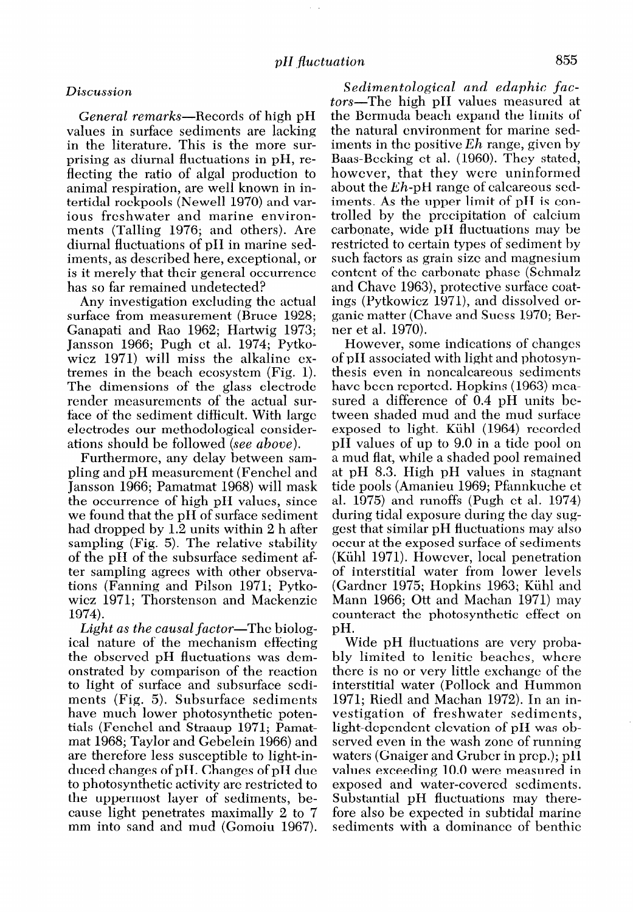## Discussion

*General remarks*—Records of high pH values in surface sediments are lacking in the literature. This is the more surprising as diurnal fluctuations in pH, reflecting the ratio of algal production to animal respiration, are well known in intertidal rockpools (Newell 1970) and various freshwater and marine environments (Talling 1976; and others). Are diurnal fluctuations of pH in marine sediments, as described here, exceptional, or is it merely that their general occurrence has so far remained undetected?

Any investigation excluding the actual surface from measurement (Bruce 1928; Ganapati and Rao 1962; Hartwig 1973; Jansson 1966; Pugh et al. 1974; Pytkowicz 1971) will miss the alkaline extremes in the beach ecosystem (Fig. 1). The dimensions of the glass electrode render measurements of the actual surface of the sediment difficult. With large electrodes our methodological considerations should be followed (*see above*).

Furthermore, any delay between sampling and pH measurement (Fenchel and Jansson 1966; Pamatmat 1968) will mask the occurrence of high pH values, since we found that the pH of surface sediment had dropped by 1.2 units within 2 h after sampling (Fig. 5). The relative stability of the pH of the subsurface sediment after sampling agrees with other observations (Fanning and Pilson 1971; Pytkowicz 1971; Thorstenson and Mackenzie 1974).

*Light as the causal factor*—The biological nature of the mechanism effecting the observed pH fluctuations was demonstrated by comparison of the reaction to light of surface and subsurface sediments (Fig. 5). Subsurface sediments have much lower photosynthetic potentials (Fenchel and Straaup 1971; Pamatmat 1968; Taylor and Gebelein 1966) and are therefore less susceptible to light-induced changes of pH. Changes of pH due to photosynthetic activity are restricted to the uppermost layer of sediments, because light penetrates maximally 2 to 7 mm into sand and mud (Gomoiu 1967).

*Sedimentological and edaphic factors*—The high pH values measured at the Bermuda beach expand the limits of the natural environment for marine sediments in the positive *Eh* range, given by Baas-Becking et al. (1960). They stated, however, that they were uninformed about the *Eh*-pH range of calcareous sediments. As the upper limit of pH is controlled by the precipitation of calcium carbonate, wide pH fluctuations may be restricted to certain types of sediment by such factors as grain size and magnesium content of the carbonate phase (Schmalz and Chave 1963), protective surface coatings (Pytkowicz 1971), and dissolved organic matter (Chave and Suess 1970; Berner et al. 1970).

However, some indications of changes of pH associated with light and photosynthesis even in noncalcareous sediments have been reported. Hopkins (1963) measured a difference of 0.4 pH units between shaded mud and the mud surface exposed to light. Kühl (1964) recorded pH values of up to 9.0 in a tide pool on a mud flat, while a shaded pool remained at pH 8.3. High pH values in stagnant tide pools (Amanieu 1969; Pfannkuche et al. 1975) and runoffs (Pugh et al. 1974) during tidal exposure during the day suggest that similar pH fluctuations may also occur at the exposed surface of sediments (Kühl 1971). However, local penetration of interstitial water from lower levels (Gardner 1975; Hopkins 1963; Kühl and Mann 1966; Ott and Machan 1971) may counteract the photosynthetic effect on pH.

Wide pH fluctuations are very probably limited to lenitic beaches, where there is no or very little exchange of the interstitial water (Pollock and Hummon 1971; Riedl and Machan 1972). In an investigation of freshwater sediments, light-dependent elevation of pH was observed even in the wash zone of running waters (Gnaiger and Gruber in prep.); pH values exceeding 10.0 were measured in exposed and water-covered sediments. Substantial pH fluctuations may therefore also be expected in subtidal marine sediments with a dominance of benthic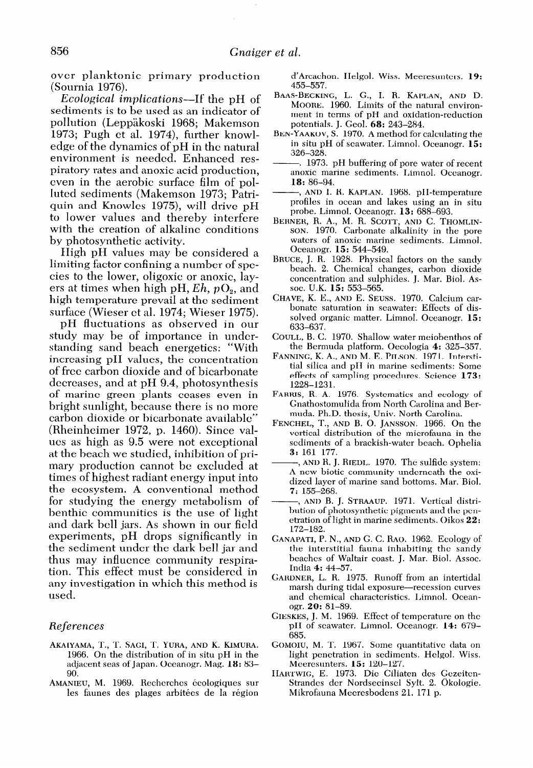over planktonic primary production (Sournia 1976).

*Ecological implications*—If the pH of sediments is to be used as an indicator of pollution (Leppäkoski 1968; Makemson 1973; Pugh et al. 1974), further knowledge of the dynamics of pH in the natural environment is needed. Enhanced respiratory rates and anoxic acid production, even in the aerobic surface film of polluted sediments (Makemson 1973; Patriquin and Knowles 1975), will drive pH to lower values and thereby interfere with the creation of alkaline conditions by photosynthetic activity.

High pH values may be considered a limiting factor confining a number of species to the lower, oligoxic or anoxic, layers at times when high pH, *Eh*, $pO_2$, and high temperature prevail at the sediment surface (Wieser et al. 1974; Wieser 1975).

pH fluctuations as observed in our study may be of importance in understanding sand beach energetics: "With increasing pH values, the concentration of free carbon dioxide and of bicarbonate decreases, and at pH 9.4, photosynthesis of marine green plants ceases even in bright sunlight, because there is no more carbon dioxide or bicarbonate available" (Rheinheimer 1972, p. 1460). Since values as high as 9.5 were not exceptional at the beach we studied, inhibition of primary production cannot be excluded at times of highest radiant energy input into the ecosystem. A conventional method for studying the energy metabolism of benthic communities is the use of light and dark bell jars. As shown in our field experiments, pH drops significantly in the sediment under the dark bell jar and thus may influence community respiration. This effect must be considered in any investigation in which this method is used.

## *References*

AKAIYAMA, T., T. SAGI, T. YURA, AND K. KIMURA. 1966. On the distribution of in situ pH in the adjacent seas of Japan. Oceanogr. Mag. **18:** 83–90.

AMANIEU, M. 1969. Recherches écologiques sur les faunes des plages abritées de la région d'Arcachon. Helgol. Wiss. Meeresunters. **19:** 455–557.

BAAS-BECKING, L. G., I. R. KAPLAN, AND D. MOORE. 1960. Limits of the natural environment in terms of pH and oxidation-reduction potentials. J. Geol. **68:** 243–284.

BEN-YAAKOV, S. 1970. A method for calculating the in situ pH of seawater. Limnol. Oceanogr. **15:** 326–328.

———. 1973. pH buffering of pore water of recent anoxic marine sediments. Limnol. Oceanogr. **18:** 86–94.

———, AND I. R. KAPLAN. 1968. pH-temperature profiles in ocean and lakes using an in situ probe. Limnol. Oceanogr. **13:** 688–693.

BERNER, R. A., M. R. SCOTT, AND C. THOMLINSON. 1970. Carbonate alkalinity in the pore waters of anoxic marine sediments. Limnol. Oceanogr. **15:** 544–549.

BRUCE, J. R. 1928. Physical factors on the sandy beach. 2. Chemical changes, carbon dioxide concentration and sulphides. J. Mar. Biol. Assoc. U.K. **15:** 553–565.

CHAVE, K. E., AND E. SEUSS. 1970. Calcium carbonate saturation in seawater: Effects of dissolved organic matter. Limnol. Oceanogr. **15:** 633–637.

COULL, B. C. 1970. Shallow water meiobenthos of the Bermuda platform. Oecologia **4:** 325–357.

FANNING, K. A., AND M. E. PILSON. 1971. Interstitial silica and pH in marine sediments: Some effects of sampling procedures. Science **173:** 1228–1231.

FARRIS, R. A. 1976. Systematics and ecology of Gnathostomulida from North Carolina and Bermuda. Ph.D. thesis, Univ. North Carolina.

FENCHEL, T., AND B. O. JANSSON. 1966. On the vertical distribution of the microfauna in the sediments of a brackish-water beach. Ophelia **3:** 161–177.

———, AND R. J. RIEDL. 1970. The sulfide system: A new biotic community underneath the oxidized layer of marine sand bottoms. Mar. Biol. **7:** 155–268.

———, AND B. J. STRAAUP. 1971. Vertical distribution of photosynthetic pigments and the penetration of light in marine sediments. Oikos **22:** 172–182.

GANAPATI, P. N., AND G. C. RAO. 1962. Ecology of the interstitial fauna inhabiting the sandy beaches of Waltair coast. J. Mar. Biol. Assoc. India **4:** 44–57.

GARDNER, L. R. 1975. Runoff from an intertidal marsh during tidal exposure—recession curves and chemical characteristics. Limnol. Oceanogr. **20:** 81–89.

GIESKES, J. M. 1969. Effect of temperature on the pH of seawater. Limnol. Oceanogr. **14:** 679–685.

GOMOIU, M. T. 1967. Some quantitative data on light penetration in sediments. Helgol. Wiss. Meeresunters. **15:** 120–127.

HARTWIG, E. 1973. Die Ciliaten des Gezeiten-Strandes der Nordseeinsel Sylt. 2. Ökologie. Mikrofauna Meeresbodens 21. 171 p.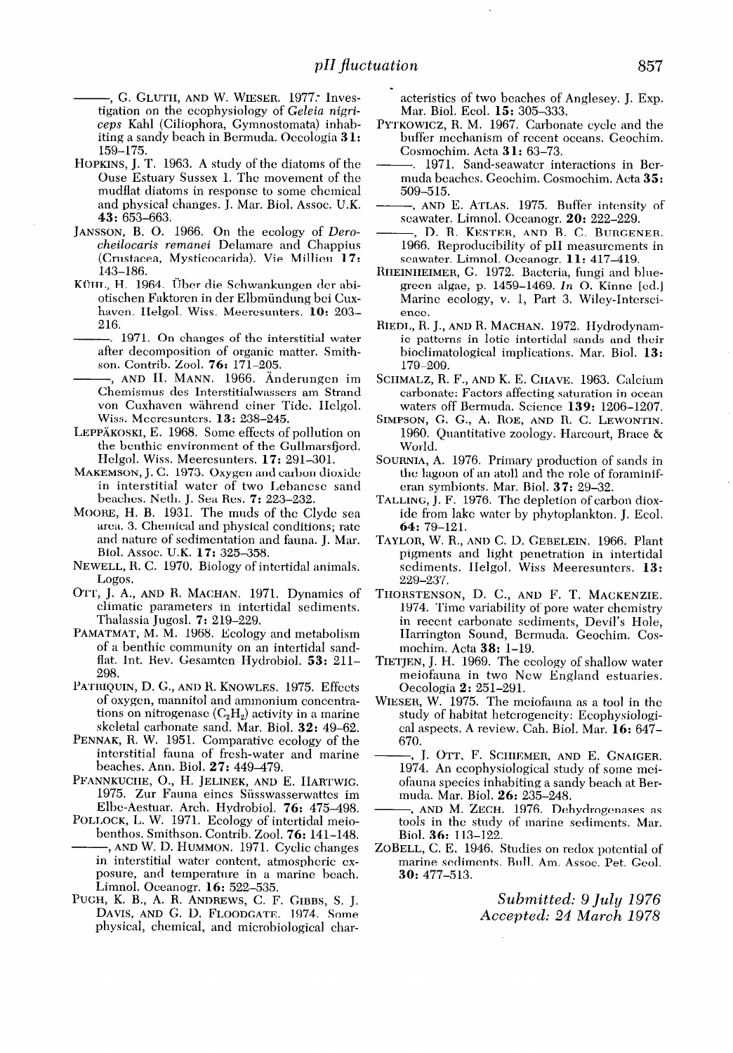———, G. GLUTH, AND W. WIESER. 1977. Investigation on the ecophysiology of *Geleia nigriceps* Kahl (Ciliophora, Gymnostomata) inhabiting a sandy beach in Bermuda. Oecologia **31**: 159–175.

HOPKINS, J. T. 1963. A study of the diatoms of the Ouse Estuary Sussex 1. The movement of the mudflat diatoms in response to some chemical and physical changes. J. Mar. Biol. Assoc. U.K. **43**: 653–663.

JANSSON, B. O. 1966. On the ecology of *Derocheilocaris remanei* Delamare and Chappius (Crustacea, Mysticocarida). Vie Millieu **17**: 143–186.

KÜHL, H. 1964. Über die Schwankungen der abiotischen Faktoren in der Elbmündung bei Cuxhaven. Helgol. Wiss. Meeresunters. **10**: 203–216.

———. 1971. On changes of the interstitial water after decomposition of organic matter. Smithson. Contrib. Zool. **76**: 171–205.

———, AND H. MANN. 1966. Änderungen im Chemismus des Interstitialwassers am Strand von Cuxhaven während einer Tide. Helgol. Wiss. Meeresunters. **13**: 238–245.

LEPPÄKOSKI, E. 1968. Some effects of pollution on the benthic environment of the Gullmarsfjord. Helgol. Wiss. Meeresunters. **17**: 291–301.

MAKEMSON, J. C. 1973. Oxygen and carbon dioxide in interstitial water of two Lebanese sand beaches. Neth. J. Sea Res. **7**: 223–232.

MOORE, H. B. 1931. The muds of the Clyde sea area. 3. Chemical and physical conditions; rate and nature of sedimentation and fauna. J. Mar. Biol. Assoc. U.K. **17**: 325–358.

NEWELL, R. C. 1970. Biology of intertidal animals. Logos.

OTT, J. A., AND R. MACHAN. 1971. Dynamics of climatic parameters in intertidal sediments. Thalassia Jugosl. **7**: 219–229.

PAMATMAT, M. M. 1968. Ecology and metabolism of a benthic community on an intertidal sandflat. Int. Rev. Gesamten Hydrobiol. **53**: 211–298.

PATRIQUIN, D. G., AND R. KNOWLES. 1975. Effects of oxygen, mannitol and ammonium concentrations on nitrogenase ($C_2H_2$) activity in a marine skeletal carbonate sand. Mar. Biol. **32**: 49–62.

PENNAK, R. W. 1951. Comparative ecology of the interstitial fauna of fresh-water and marine beaches. Ann. Biol. **27**: 449–479.

PFANNKUCHE, O., H. JELINEK, AND E. HARTWIG. 1975. Zur Fauna eines Süsswasserwattes im Elbe-Aestuar. Arch. Hydrobiol. **76**: 475–498.

POLLOCK, L. W. 1971. Ecology of intertidal meiobenthos. Smithson. Contrib. Zool. **76**: 141–148.

———, AND W. D. HUMMON. 1971. Cyclic changes in interstitial water content, atmospheric exposure, and temperature in a marine beach. Limnol. Oceanogr. **16**: 522–535.

PUGH, K. B., A. R. ANDREWS, C. F. GIBBS, S. J. DAVIS, AND G. D. FLOODGATE. 1974. Some physical, chemical, and microbiological characteristics of two beaches of Anglesey. J. Exp. Mar. Biol. Ecol. **15**: 305–333.

PYTKOWICZ, R. M. 1967. Carbonate cycle and the buffer mechanism of recent oceans. Geochim. Cosmochim. Acta **31**: 63–73.

———. 1971. Sand-seawater interactions in Bermuda beaches. Geochim. Cosmochim. Acta **35**: 509–515.

———, AND E. ATLAS. 1975. Buffer intensity of seawater. Limnol. Oceanogr. **20**: 222–229.

———, D. R. KESTER, AND B. C. BURGENER. 1966. Reproducibility of pH measurements in seawater. Limnol. Oceanogr. **11**: 417–419.

RHEINHEIMER, G. 1972. Bacteria, fungi and blue-green algae, p. 1459–1469. *In* O. Kinne [ed.] Marine ecology, v. 1, Part 3. Wiley-Interscience.

RIEDL, R. J., AND R. MACHAN. 1972. Hydrodynamic patterns in lotic intertidal sands and their bioclimatological implications. Mar. Biol. **13**: 179–209.

SCHMALZ, R. F., AND K. E. CHAVE. 1963. Calcium carbonate: Factors affecting saturation in ocean waters off Bermuda. Science **139**: 1206–1207.

SIMPSON, G. G., A. ROE, AND R. C. LEWONTIN. 1960. Quantitative zoology. Harcourt, Brace & World.

SOURNIA, A. 1976. Primary production of sands in the lagoon of an atoll and the role of foraminiferan symbionts. Mar. Biol. **37**: 29–32.

TALLING, J. F. 1976. The depletion of carbon dioxide from lake water by phytoplankton. J. Ecol. **64**: 79–121.

TAYLOR, W. R., AND C. D. GEBELEIN. 1966. Plant pigments and light penetration in intertidal sediments. Helgol. Wiss Meeresunters. **13**: 229–237.

THORSTENSON, D. C., AND F. T. MACKENZIE. 1974. Time variability of pore water chemistry in recent carbonate sediments, Devil's Hole, Harrington Sound, Bermuda. Geochim. Cosmochim. Acta **38**: 1–19.

TIETJEN, J. H. 1969. The ecology of shallow water meiofauna in two New England estuaries. Oecologia **2**: 251–291.

WIESER, W. 1975. The meiofauna as a tool in the study of habitat heterogeneity: Ecophysiological aspects. A review. Cah. Biol. Mar. **16**: 647–670.

———, J. OTT, F. SCHIEMER, AND E. GNAIGER. 1974. An ecophysiological study of some meiofauna species inhabiting a sandy beach at Bermuda. Mar. Biol. **26**: 235–248.

———, AND M. ZECH. 1976. Dehydrogenases as tools in the study of marine sediments. Mar. Biol. **36**: 113–122.

ZOBELL, C. E. 1946. Studies on redox potential of marine sediments. Bull. Am. Assoc. Pet. Geol. **30**: 477–513.

*Submitted: 9 July 1976*
*Accepted: 24 March 1978*